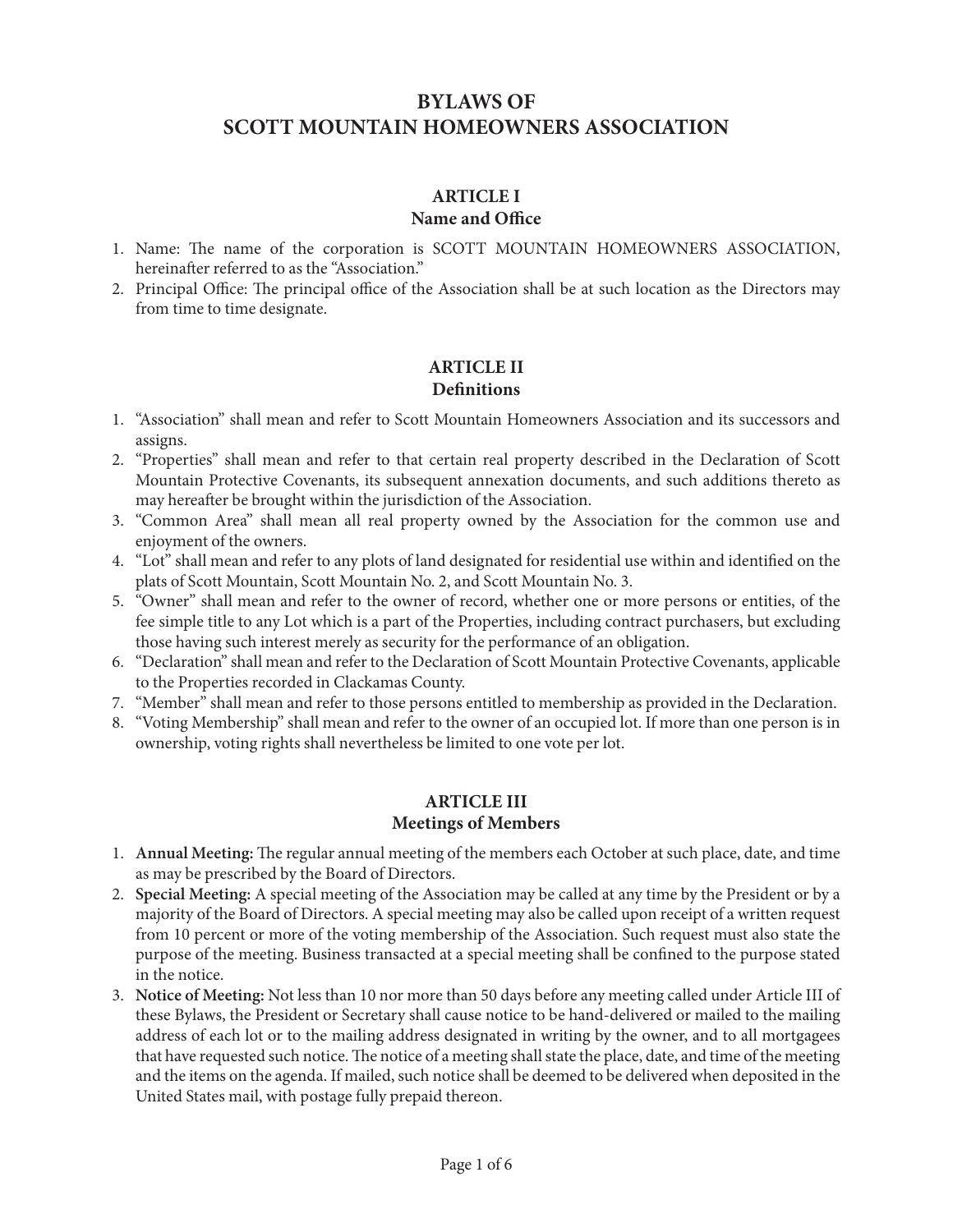# BYLAWS OF
# SCOTT MOUNTAIN HOMEOWNERS ASSOCIATION

## ARTICLE I
## Name and Office

1. Name: The name of the corporation is SCOTT MOUNTAIN HOMEOWNERS ASSOCIATION, hereinafter referred to as the "Association."
2. Principal Office: The principal office of the Association shall be at such location as the Directors may from time to time designate.

## ARTICLE II
## Definitions

1. "Association" shall mean and refer to Scott Mountain Homeowners Association and its successors and assigns.
2. "Properties" shall mean and refer to that certain real property described in the Declaration of Scott Mountain Protective Covenants, its subsequent annexation documents, and such additions thereto as may hereafter be brought within the jurisdiction of the Association.
3. "Common Area" shall mean all real property owned by the Association for the common use and enjoyment of the owners.
4. "Lot" shall mean and refer to any plots of land designated for residential use within and identified on the plats of Scott Mountain, Scott Mountain No. 2, and Scott Mountain No. 3.
5. "Owner" shall mean and refer to the owner of record, whether one or more persons or entities, of the fee simple title to any Lot which is a part of the Properties, including contract purchasers, but excluding those having such interest merely as security for the performance of an obligation.
6. "Declaration" shall mean and refer to the Declaration of Scott Mountain Protective Covenants, applicable to the Properties recorded in Clackamas County.
7. "Member" shall mean and refer to those persons entitled to membership as provided in the Declaration.
8. "Voting Membership" shall mean and refer to the owner of an occupied lot. If more than one person is in ownership, voting rights shall nevertheless be limited to one vote per lot.

## ARTICLE III
## Meetings of Members

1. **Annual Meeting:** The regular annual meeting of the members each October at such place, date, and time as may be prescribed by the Board of Directors.
2. **Special Meeting:** A special meeting of the Association may be called at any time by the President or by a majority of the Board of Directors. A special meeting may also be called upon receipt of a written request from 10 percent or more of the voting membership of the Association. Such request must also state the purpose of the meeting. Business transacted at a special meeting shall be confined to the purpose stated in the notice.
3. **Notice of Meeting:** Not less than 10 nor more than 50 days before any meeting called under Article III of these Bylaws, the President or Secretary shall cause notice to be hand-delivered or mailed to the mailing address of each lot or to the mailing address designated in writing by the owner, and to all mortgagees that have requested such notice. The notice of a meeting shall state the place, date, and time of the meeting and the items on the agenda. If mailed, such notice shall be deemed to be delivered when deposited in the United States mail, with postage fully prepaid thereon.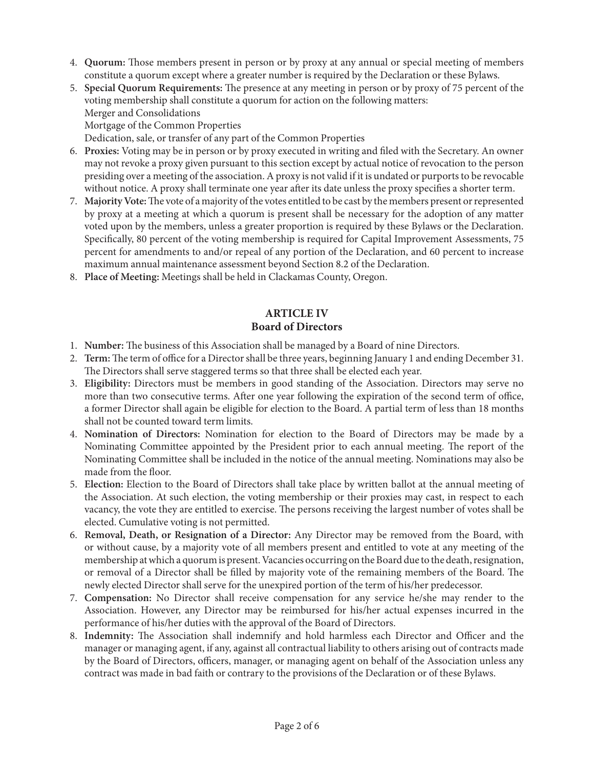4. **Quorum:** Those members present in person or by proxy at any annual or special meeting of members constitute a quorum except where a greater number is required by the Declaration or these Bylaws.
5. **Special Quorum Requirements:** The presence at any meeting in person or by proxy of 75 percent of the voting membership shall constitute a quorum for action on the following matters:
   Merger and Consolidations
   Mortgage of the Common Properties
   Dedication, sale, or transfer of any part of the Common Properties
6. **Proxies:** Voting may be in person or by proxy executed in writing and filed with the Secretary. An owner may not revoke a proxy given pursuant to this section except by actual notice of revocation to the person presiding over a meeting of the association. A proxy is not valid if it is undated or purports to be revocable without notice. A proxy shall terminate one year after its date unless the proxy specifies a shorter term.
7. **Majority Vote:** The vote of a majority of the votes entitled to be cast by the members present or represented by proxy at a meeting at which a quorum is present shall be necessary for the adoption of any matter voted upon by the members, unless a greater proportion is required by these Bylaws or the Declaration. Specifically, 80 percent of the voting membership is required for Capital Improvement Assessments, 75 percent for amendments to and/or repeal of any portion of the Declaration, and 60 percent to increase maximum annual maintenance assessment beyond Section 8.2 of the Declaration.
8. **Place of Meeting:** Meetings shall be held in Clackamas County, Oregon.

## ARTICLE IV
## Board of Directors

1. **Number:** The business of this Association shall be managed by a Board of nine Directors.
2. **Term:** The term of office for a Director shall be three years, beginning January 1 and ending December 31. The Directors shall serve staggered terms so that three shall be elected each year.
3. **Eligibility:** Directors must be members in good standing of the Association. Directors may serve no more than two consecutive terms. After one year following the expiration of the second term of office, a former Director shall again be eligible for election to the Board. A partial term of less than 18 months shall not be counted toward term limits.
4. **Nomination of Directors:** Nomination for election to the Board of Directors may be made by a Nominating Committee appointed by the President prior to each annual meeting. The report of the Nominating Committee shall be included in the notice of the annual meeting. Nominations may also be made from the floor.
5. **Election:** Election to the Board of Directors shall take place by written ballot at the annual meeting of the Association. At such election, the voting membership or their proxies may cast, in respect to each vacancy, the vote they are entitled to exercise. The persons receiving the largest number of votes shall be elected. Cumulative voting is not permitted.
6. **Removal, Death, or Resignation of a Director:** Any Director may be removed from the Board, with or without cause, by a majority vote of all members present and entitled to vote at any meeting of the membership at which a quorum is present. Vacancies occurring on the Board due to the death, resignation, or removal of a Director shall be filled by majority vote of the remaining members of the Board. The newly elected Director shall serve for the unexpired portion of the term of his/her predecessor.
7. **Compensation:** No Director shall receive compensation for any service he/she may render to the Association. However, any Director may be reimbursed for his/her actual expenses incurred in the performance of his/her duties with the approval of the Board of Directors.
8. **Indemnity:** The Association shall indemnify and hold harmless each Director and Officer and the manager or managing agent, if any, against all contractual liability to others arising out of contracts made by the Board of Directors, officers, manager, or managing agent on behalf of the Association unless any contract was made in bad faith or contrary to the provisions of the Declaration or of these Bylaws.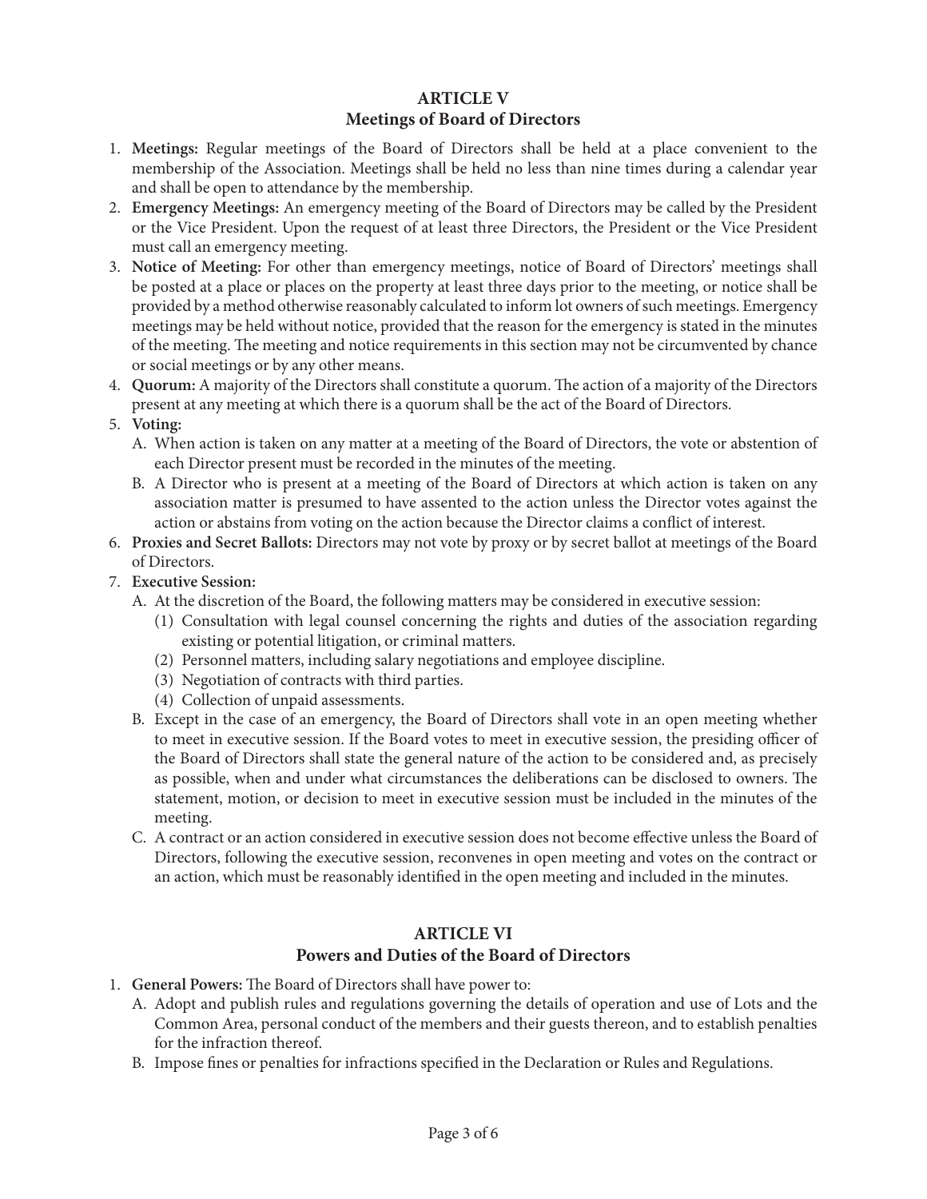## ARTICLE V
## Meetings of Board of Directors

1. **Meetings:** Regular meetings of the Board of Directors shall be held at a place convenient to the membership of the Association. Meetings shall be held no less than nine times during a calendar year and shall be open to attendance by the membership.
2. **Emergency Meetings:** An emergency meeting of the Board of Directors may be called by the President or the Vice President. Upon the request of at least three Directors, the President or the Vice President must call an emergency meeting.
3. **Notice of Meeting:** For other than emergency meetings, notice of Board of Directors' meetings shall be posted at a place or places on the property at least three days prior to the meeting, or notice shall be provided by a method otherwise reasonably calculated to inform lot owners of such meetings. Emergency meetings may be held without notice, provided that the reason for the emergency is stated in the minutes of the meeting. The meeting and notice requirements in this section may not be circumvented by chance or social meetings or by any other means.
4. **Quorum:** A majority of the Directors shall constitute a quorum. The action of a majority of the Directors present at any meeting at which there is a quorum shall be the act of the Board of Directors.
5. **Voting:**
   A. When action is taken on any matter at a meeting of the Board of Directors, the vote or abstention of each Director present must be recorded in the minutes of the meeting.
   B. A Director who is present at a meeting of the Board of Directors at which action is taken on any association matter is presumed to have assented to the action unless the Director votes against the action or abstains from voting on the action because the Director claims a conflict of interest.
6. **Proxies and Secret Ballots:** Directors may not vote by proxy or by secret ballot at meetings of the Board of Directors.
7. **Executive Session:**
   A. At the discretion of the Board, the following matters may be considered in executive session:
      (1) Consultation with legal counsel concerning the rights and duties of the association regarding existing or potential litigation, or criminal matters.
      (2) Personnel matters, including salary negotiations and employee discipline.
      (3) Negotiation of contracts with third parties.
      (4) Collection of unpaid assessments.
   B. Except in the case of an emergency, the Board of Directors shall vote in an open meeting whether to meet in executive session. If the Board votes to meet in executive session, the presiding officer of the Board of Directors shall state the general nature of the action to be considered and, as precisely as possible, when and under what circumstances the deliberations can be disclosed to owners. The statement, motion, or decision to meet in executive session must be included in the minutes of the meeting.
   C. A contract or an action considered in executive session does not become effective unless the Board of Directors, following the executive session, reconvenes in open meeting and votes on the contract or an action, which must be reasonably identified in the open meeting and included in the minutes.

## ARTICLE VI
## Powers and Duties of the Board of Directors

1. **General Powers:** The Board of Directors shall have power to:
   A. Adopt and publish rules and regulations governing the details of operation and use of Lots and the Common Area, personal conduct of the members and their guests thereon, and to establish penalties for the infraction thereof.
   B. Impose fines or penalties for infractions specified in the Declaration or Rules and Regulations.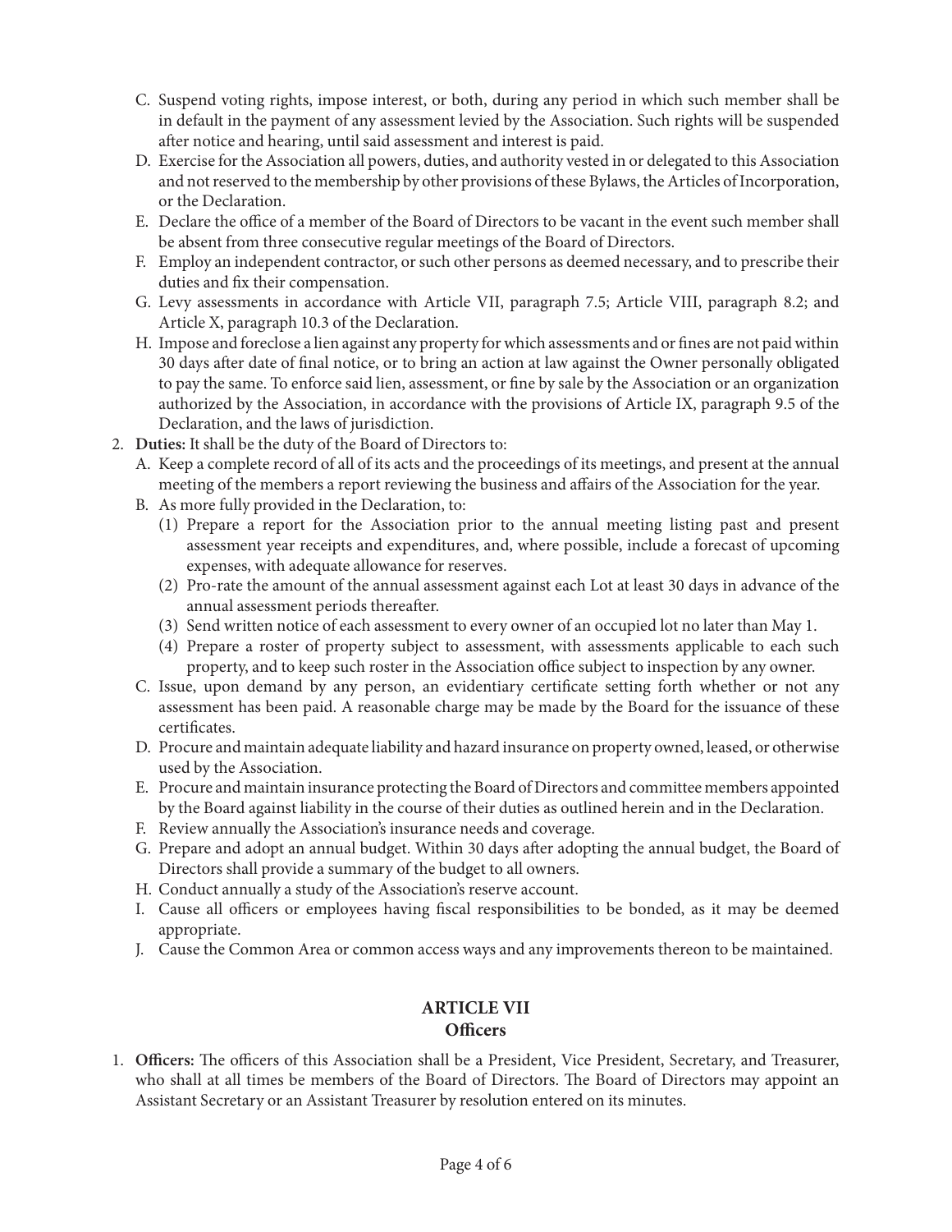C. Suspend voting rights, impose interest, or both, during any period in which such member shall be in default in the payment of any assessment levied by the Association. Such rights will be suspended after notice and hearing, until said assessment and interest is paid.
D. Exercise for the Association all powers, duties, and authority vested in or delegated to this Association and not reserved to the membership by other provisions of these Bylaws, the Articles of Incorporation, or the Declaration.
E. Declare the office of a member of the Board of Directors to be vacant in the event such member shall be absent from three consecutive regular meetings of the Board of Directors.
F. Employ an independent contractor, or such other persons as deemed necessary, and to prescribe their duties and fix their compensation.
G. Levy assessments in accordance with Article VII, paragraph 7.5; Article VIII, paragraph 8.2; and Article X, paragraph 10.3 of the Declaration.
H. Impose and foreclose a lien against any property for which assessments and or fines are not paid within 30 days after date of final notice, or to bring an action at law against the Owner personally obligated to pay the same. To enforce said lien, assessment, or fine by sale by the Association or an organization authorized by the Association, in accordance with the provisions of Article IX, paragraph 9.5 of the Declaration, and the laws of jurisdiction.

2. **Duties:** It shall be the duty of the Board of Directors to:
   A. Keep a complete record of all of its acts and the proceedings of its meetings, and present at the annual meeting of the members a report reviewing the business and affairs of the Association for the year.
   B. As more fully provided in the Declaration, to:
      (1) Prepare a report for the Association prior to the annual meeting listing past and present assessment year receipts and expenditures, and, where possible, include a forecast of upcoming expenses, with adequate allowance for reserves.
      (2) Pro-rate the amount of the annual assessment against each Lot at least 30 days in advance of the annual assessment periods thereafter.
      (3) Send written notice of each assessment to every owner of an occupied lot no later than May 1.
      (4) Prepare a roster of property subject to assessment, with assessments applicable to each such property, and to keep such roster in the Association office subject to inspection by any owner.
   C. Issue, upon demand by any person, an evidentiary certificate setting forth whether or not any assessment has been paid. A reasonable charge may be made by the Board for the issuance of these certificates.
   D. Procure and maintain adequate liability and hazard insurance on property owned, leased, or otherwise used by the Association.
   E. Procure and maintain insurance protecting the Board of Directors and committee members appointed by the Board against liability in the course of their duties as outlined herein and in the Declaration.
   F. Review annually the Association's insurance needs and coverage.
   G. Prepare and adopt an annual budget. Within 30 days after adopting the annual budget, the Board of Directors shall provide a summary of the budget to all owners.
   H. Conduct annually a study of the Association's reserve account.
   I. Cause all officers or employees having fiscal responsibilities to be bonded, as it may be deemed appropriate.
   J. Cause the Common Area or common access ways and any improvements thereon to be maintained.

## ARTICLE VII
## Officers

1. **Officers:** The officers of this Association shall be a President, Vice President, Secretary, and Treasurer, who shall at all times be members of the Board of Directors. The Board of Directors may appoint an Assistant Secretary or an Assistant Treasurer by resolution entered on its minutes.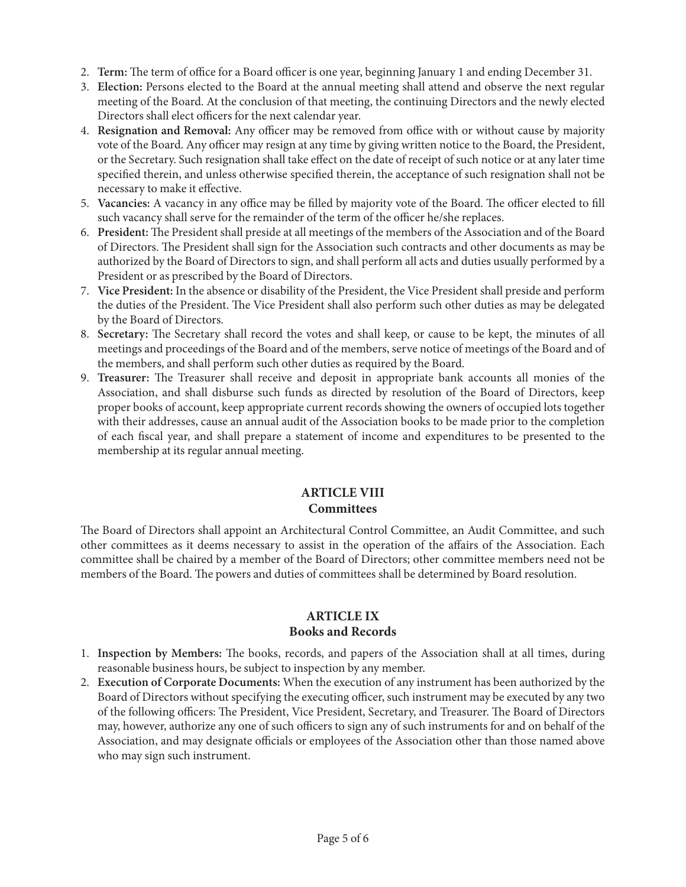2. **Term:** The term of office for a Board officer is one year, beginning January 1 and ending December 31.
3. **Election:** Persons elected to the Board at the annual meeting shall attend and observe the next regular meeting of the Board. At the conclusion of that meeting, the continuing Directors and the newly elected Directors shall elect officers for the next calendar year.
4. **Resignation and Removal:** Any officer may be removed from office with or without cause by majority vote of the Board. Any officer may resign at any time by giving written notice to the Board, the President, or the Secretary. Such resignation shall take effect on the date of receipt of such notice or at any later time specified therein, and unless otherwise specified therein, the acceptance of such resignation shall not be necessary to make it effective.
5. **Vacancies:** A vacancy in any office may be filled by majority vote of the Board. The officer elected to fill such vacancy shall serve for the remainder of the term of the officer he/she replaces.
6. **President:** The President shall preside at all meetings of the members of the Association and of the Board of Directors. The President shall sign for the Association such contracts and other documents as may be authorized by the Board of Directors to sign, and shall perform all acts and duties usually performed by a President or as prescribed by the Board of Directors.
7. **Vice President:** In the absence or disability of the President, the Vice President shall preside and perform the duties of the President. The Vice President shall also perform such other duties as may be delegated by the Board of Directors.
8. **Secretary:** The Secretary shall record the votes and shall keep, or cause to be kept, the minutes of all meetings and proceedings of the Board and of the members, serve notice of meetings of the Board and of the members, and shall perform such other duties as required by the Board.
9. **Treasurer:** The Treasurer shall receive and deposit in appropriate bank accounts all monies of the Association, and shall disburse such funds as directed by resolution of the Board of Directors, keep proper books of account, keep appropriate current records showing the owners of occupied lots together with their addresses, cause an annual audit of the Association books to be made prior to the completion of each fiscal year, and shall prepare a statement of income and expenditures to be presented to the membership at its regular annual meeting.

## ARTICLE VIII
## Committees

The Board of Directors shall appoint an Architectural Control Committee, an Audit Committee, and such other committees as it deems necessary to assist in the operation of the affairs of the Association. Each committee shall be chaired by a member of the Board of Directors; other committee members need not be members of the Board. The powers and duties of committees shall be determined by Board resolution.

## ARTICLE IX
## Books and Records

1. **Inspection by Members:** The books, records, and papers of the Association shall at all times, during reasonable business hours, be subject to inspection by any member.
2. **Execution of Corporate Documents:** When the execution of any instrument has been authorized by the Board of Directors without specifying the executing officer, such instrument may be executed by any two of the following officers: The President, Vice President, Secretary, and Treasurer. The Board of Directors may, however, authorize any one of such officers to sign any of such instruments for and on behalf of the Association, and may designate officials or employees of the Association other than those named above who may sign such instrument.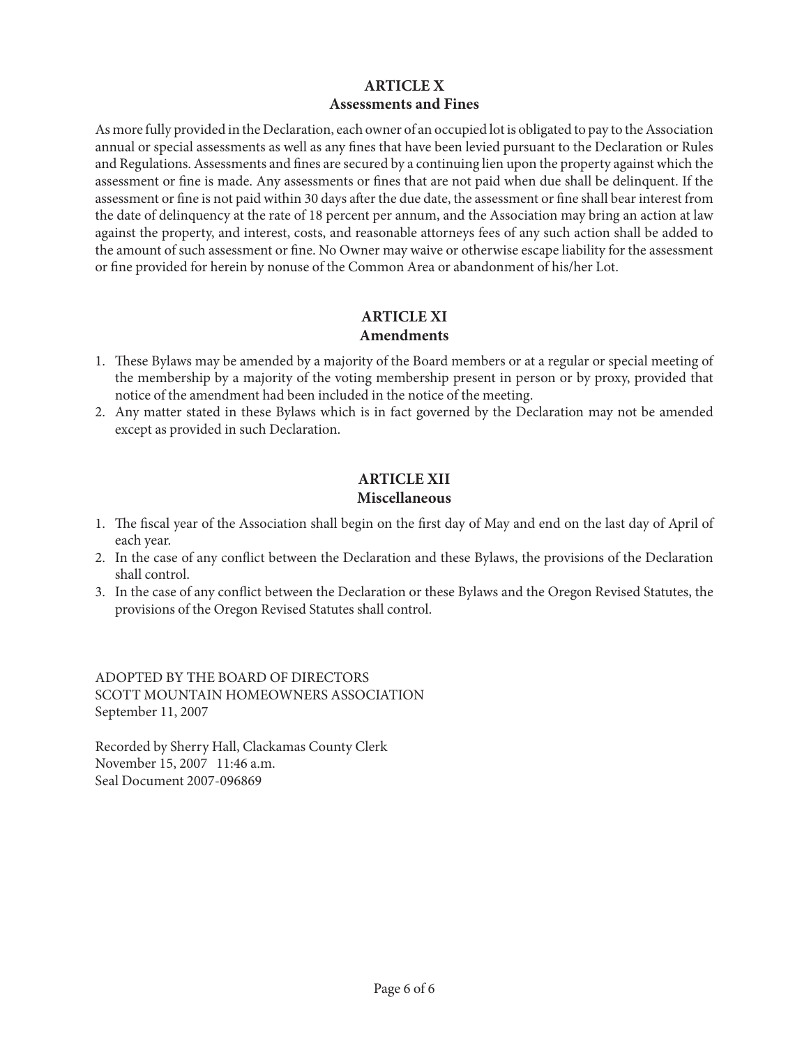## ARTICLE X
### Assessments and Fines

As more fully provided in the Declaration, each owner of an occupied lot is obligated to pay to the Association annual or special assessments as well as any fines that have been levied pursuant to the Declaration or Rules and Regulations. Assessments and fines are secured by a continuing lien upon the property against which the assessment or fine is made. Any assessments or fines that are not paid when due shall be delinquent. If the assessment or fine is not paid within 30 days after the due date, the assessment or fine shall bear interest from the date of delinquency at the rate of 18 percent per annum, and the Association may bring an action at law against the property, and interest, costs, and reasonable attorneys fees of any such action shall be added to the amount of such assessment or fine. No Owner may waive or otherwise escape liability for the assessment or fine provided for herein by nonuse of the Common Area or abandonment of his/her Lot.

## ARTICLE XI
### Amendments

1. These Bylaws may be amended by a majority of the Board members or at a regular or special meeting of the membership by a majority of the voting membership present in person or by proxy, provided that notice of the amendment had been included in the notice of the meeting.
2. Any matter stated in these Bylaws which is in fact governed by the Declaration may not be amended except as provided in such Declaration.

## ARTICLE XII
### Miscellaneous

1. The fiscal year of the Association shall begin on the first day of May and end on the last day of April of each year.
2. In the case of any conflict between the Declaration and these Bylaws, the provisions of the Declaration shall control.
3. In the case of any conflict between the Declaration or these Bylaws and the Oregon Revised Statutes, the provisions of the Oregon Revised Statutes shall control.

ADOPTED BY THE BOARD OF DIRECTORS
SCOTT MOUNTAIN HOMEOWNERS ASSOCIATION
September 11, 2007

Recorded by Sherry Hall, Clackamas County Clerk
November 15, 2007 11:46 a.m.
Seal Document 2007-096869